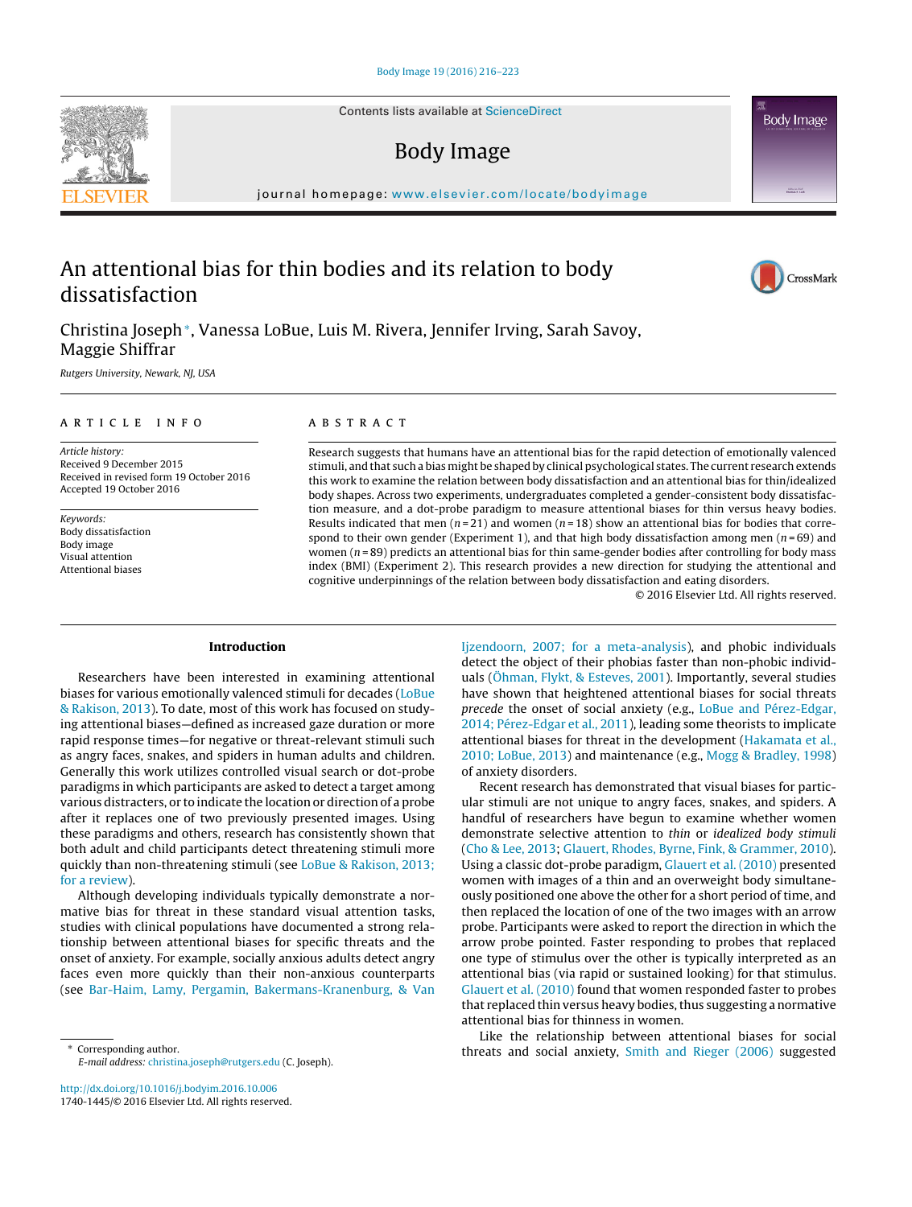Contents lists available at ScienceDirect

# Body Image

journal homepage: www.elsevier.com/locate/bodyimage

# An attentional bias for thin bodies and its relation to body dissatisfaction

Christina Joseph*, Vanessa LoBue, Luis M. Rivera, Jennifer Irving, Sarah Savoy, Maggie Shiffrar

*Rutgers University, Newark, NJ, USA*

**ARTICLE INFO**

*Article history:*
Received 9 December 2015
Received in revised form 19 October 2016
Accepted 19 October 2016

*Keywords:*
Body dissatisfaction
Body image
Visual attention
Attentional biases

**ABSTRACT**

Research suggests that humans have an attentional bias for the rapid detection of emotionally valenced stimuli, and that such a bias might be shaped by clinical psychological states. The current research extends this work to examine the relation between body dissatisfaction and an attentional bias for thin/idealized body shapes. Across two experiments, undergraduates completed a gender-consistent body dissatisfaction measure, and a dot-probe paradigm to measure attentional biases for thin versus heavy bodies. Results indicated that men ($n = 21$) and women ($n = 18$) show an attentional bias for bodies that correspond to their own gender (Experiment 1), and that high body dissatisfaction among men ($n = 69$) and women ($n = 89$) predicts an attentional bias for thin same-gender bodies after controlling for body mass index (BMI) (Experiment 2). This research provides a new direction for studying the attentional and cognitive underpinnings of the relation between body dissatisfaction and eating disorders.

© 2016 Elsevier Ltd. All rights reserved.

## Introduction

Researchers have been interested in examining attentional biases for various emotionally valenced stimuli for decades (LoBue & Rakison, 2013). To date, most of this work has focused on studying attentional biases—defined as increased gaze duration or more rapid response times—for negative or threat-relevant stimuli such as angry faces, snakes, and spiders in human adults and children. Generally this work utilizes controlled visual search or dot-probe paradigms in which participants are asked to detect a target among various distracters, or to indicate the location or direction of a probe after it replaces one of two previously presented images. Using these paradigms and others, research has consistently shown that both adult and child participants detect threatening stimuli more quickly than non-threatening stimuli (see LoBue & Rakison, 2013; for a review).

Although developing individuals typically demonstrate a normative bias for threat in these standard visual attention tasks, studies with clinical populations have documented a strong relationship between attentional biases for specific threats and the onset of anxiety. For example, socially anxious adults detect angry faces even more quickly than their non-anxious counterparts (see Bar-Haim, Lamy, Pergamin, Bakermans-Kranenburg, & Van Ijzendoorn, 2007; for a meta-analysis), and phobic individuals detect the object of their phobias faster than non-phobic individuals (Öhman, Flykt, & Esteves, 2001). Importantly, several studies have shown that heightened attentional biases for social threats *precede* the onset of social anxiety (e.g., LoBue and Pérez-Edgar, 2014; Pérez-Edgar et al., 2011), leading some theorists to implicate attentional biases for threat in the development (Hakamata et al., 2010; LoBue, 2013) and maintenance (e.g., Mogg & Bradley, 1998) of anxiety disorders.

Recent research has demonstrated that visual biases for particular stimuli are not unique to angry faces, snakes, and spiders. A handful of researchers have begun to examine whether women demonstrate selective attention to *thin* or *idealized body stimuli* (Cho & Lee, 2013; Glauert, Rhodes, Byrne, Fink, & Grammer, 2010). Using a classic dot-probe paradigm, Glauert et al. (2010) presented women with images of a thin and an overweight body simultaneously positioned one above the other for a short period of time, and then replaced the location of one of the two images with an arrow probe. Participants were asked to report the direction in which the arrow probe pointed. Faster responding to probes that replaced one type of stimulus over the other is typically interpreted as an attentional bias (via rapid or sustained looking) for that stimulus. Glauert et al. (2010) found that women responded faster to probes that replaced thin versus heavy bodies, thus suggesting a normative attentional bias for thinness in women.

Like the relationship between attentional biases for social threats and social anxiety, Smith and Rieger (2006) suggested

---

* Corresponding author.
*E-mail address:* christina.joseph@rutgers.edu (C. Joseph).

http://dx.doi.org/10.1016/j.bodyim.2016.10.006
1740-1445/© 2016 Elsevier Ltd. All rights reserved.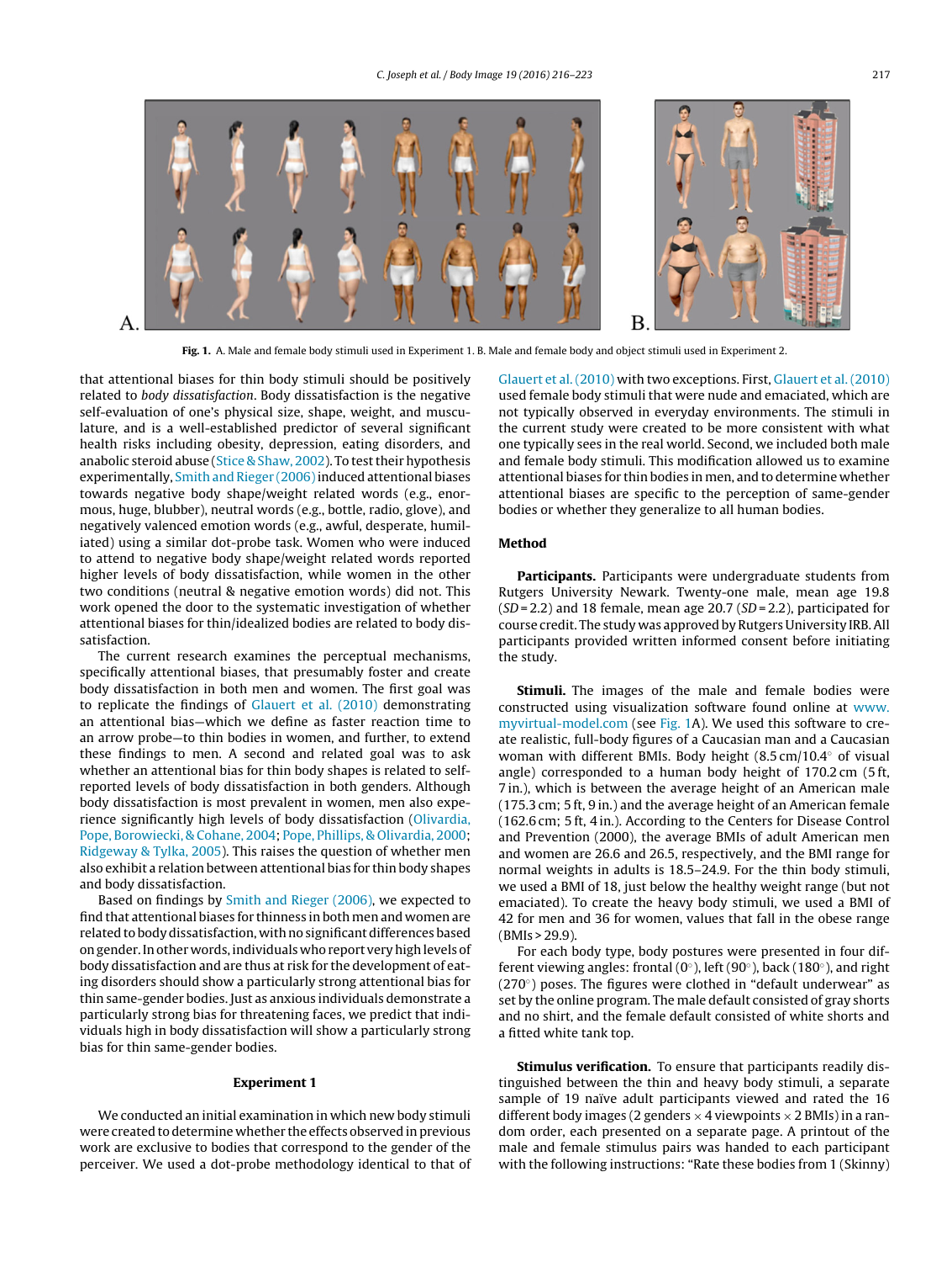Fig. 1. A. Male and female body stimuli used in Experiment 1. B. Male and female body and object stimuli used in Experiment 2.

that attentional biases for thin body stimuli should be positively related to *body dissatisfaction*. Body dissatisfaction is the negative self-evaluation of one's physical size, shape, weight, and musculature, and is a well-established predictor of several significant health risks including obesity, depression, eating disorders, and anabolic steroid abuse (Stice & Shaw, 2002). To test their hypothesis experimentally, Smith and Rieger (2006) induced attentional biases towards negative body shape/weight related words (e.g., enormous, huge, blubber), neutral words (e.g., bottle, radio, glove), and negatively valenced emotion words (e.g., awful, desperate, humiliated) using a similar dot-probe task. Women who were induced to attend to negative body shape/weight related words reported higher levels of body dissatisfaction, while women in the other two conditions (neutral & negative emotion words) did not. This work opened the door to the systematic investigation of whether attentional biases for thin/idealized bodies are related to body dissatisfaction.

The current research examines the perceptual mechanisms, specifically attentional biases, that presumably foster and create body dissatisfaction in both men and women. The first goal was to replicate the findings of Glauert et al. (2010) demonstrating an attentional bias—which we define as faster reaction time to an arrow probe—to thin bodies in women, and further, to extend these findings to men. A second and related goal was to ask whether an attentional bias for thin body shapes is related to self-reported levels of body dissatisfaction in both genders. Although body dissatisfaction is most prevalent in women, men also experience significantly high levels of body dissatisfaction (Olivardia, Pope, Borowiecki, & Cohane, 2004; Pope, Phillips, & Olivardia, 2000; Ridgeway & Tylka, 2005). This raises the question of whether men also exhibit a relation between attentional bias for thin body shapes and body dissatisfaction.

Based on findings by Smith and Rieger (2006), we expected to find that attentional biases for thinness in both men and women are related to body dissatisfaction, with no significant differences based on gender. In other words, individuals who report very high levels of body dissatisfaction and are thus at risk for the development of eating disorders should show a particularly strong attentional bias for thin same-gender bodies. Just as anxious individuals demonstrate a particularly strong bias for threatening faces, we predict that individuals high in body dissatisfaction will show a particularly strong bias for thin same-gender bodies.

## Experiment 1

We conducted an initial examination in which new body stimuli were created to determine whether the effects observed in previous work are exclusive to bodies that correspond to the gender of the perceiver. We used a dot-probe methodology identical to that of Glauert et al. (2010) with two exceptions. First, Glauert et al. (2010) used female body stimuli that were nude and emaciated, which are not typically observed in everyday environments. The stimuli in the current study were created to be more consistent with what one typically sees in the real world. Second, we included both male and female body stimuli. This modification allowed us to examine attentional biases for thin bodies in men, and to determine whether attentional biases are specific to the perception of same-gender bodies or whether they generalize to all human bodies.

### Method

**Participants.** Participants were undergraduate students from Rutgers University Newark. Twenty-one male, mean age 19.8 (*SD* = 2.2) and 18 female, mean age 20.7 (*SD* = 2.2), participated for course credit. The study was approved by Rutgers University IRB. All participants provided written informed consent before initiating the study.

**Stimuli.** The images of the male and female bodies were constructed using visualization software found online at www.myvirtual-model.com (see Fig. 1A). We used this software to create realistic, full-body figures of a Caucasian man and a Caucasian woman with different BMIs. Body height (8.5 cm/10.4° of visual angle) corresponded to a human body height of 170.2 cm (5 ft, 7 in.), which is between the average height of an American male (175.3 cm; 5 ft, 9 in.) and the average height of an American female (162.6 cm; 5 ft, 4 in.). According to the Centers for Disease Control and Prevention (2000), the average BMIs of adult American men and women are 26.6 and 26.5, respectively, and the BMI range for normal weights in adults is 18.5–24.9. For the thin body stimuli, we used a BMI of 18, just below the healthy weight range (but not emaciated). To create the heavy body stimuli, we used a BMI of 42 for men and 36 for women, values that fall in the obese range (BMIs > 29.9).

For each body type, body postures were presented in four different viewing angles: frontal (0°), left (90°), back (180°), and right (270°) poses. The figures were clothed in "default underwear" as set by the online program. The male default consisted of gray shorts and no shirt, and the female default consisted of white shorts and a fitted white tank top.

**Stimulus verification.** To ensure that participants readily distinguished between the thin and heavy body stimuli, a separate sample of 19 naïve adult participants viewed and rated the 16 different body images (2 genders × 4 viewpoints × 2 BMIs) in a random order, each presented on a separate page. A printout of the male and female stimulus pairs was handed to each participant with the following instructions: "Rate these bodies from 1 (Skinny)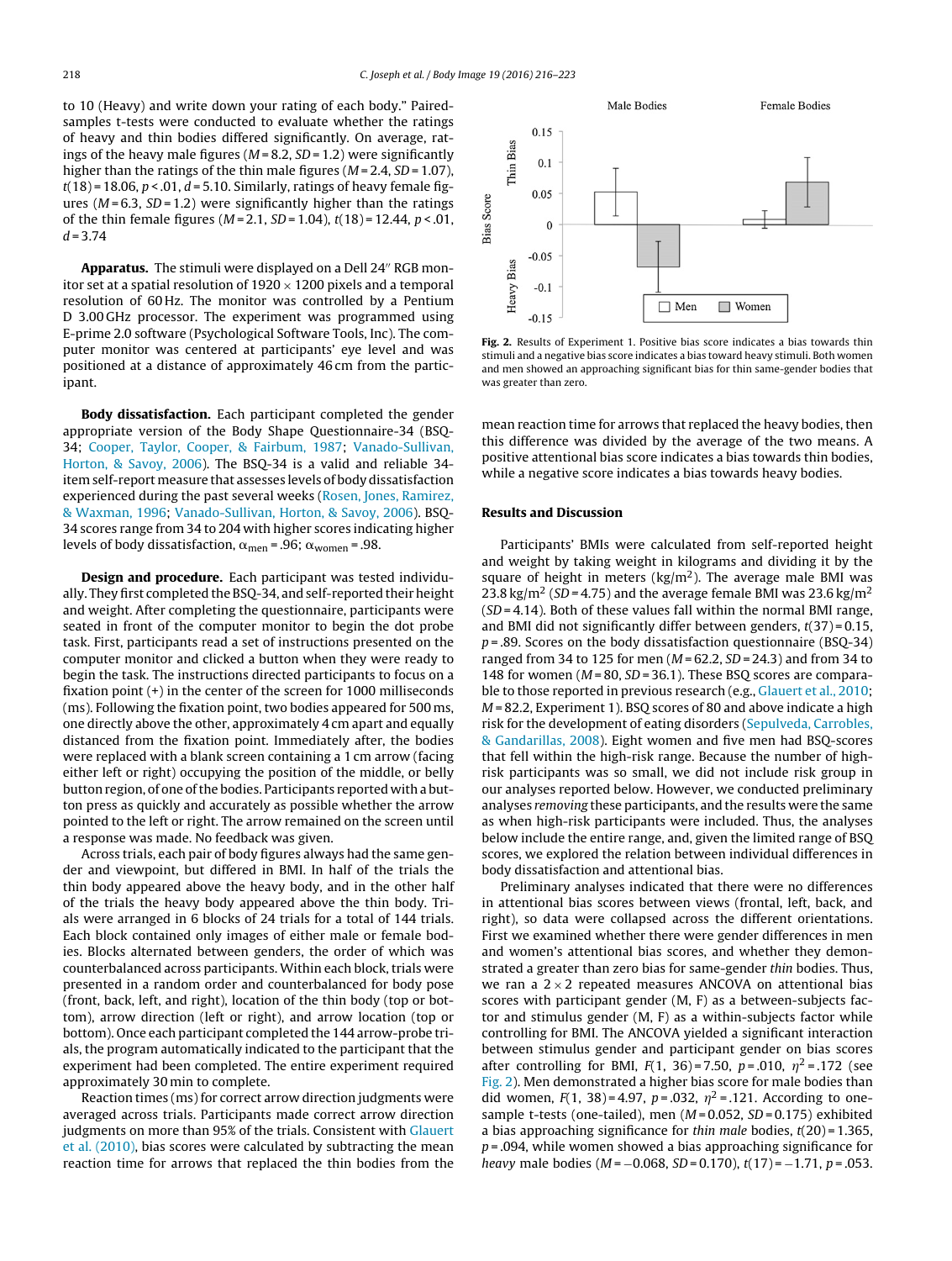to 10 (Heavy) and write down your rating of each body." Paired-samples t-tests were conducted to evaluate whether the ratings of heavy and thin bodies differed significantly. On average, ratings of the heavy male figures ($M = 8.2$, $SD = 1.2$) were significantly higher than the ratings of the thin male figures ($M = 2.4$, $SD = 1.07$), $t(18) = 18.06$, $p < .01$, $d = 5.10$. Similarly, ratings of heavy female figures ($M = 6.3$, $SD = 1.2$) were significantly higher than the ratings of the thin female figures ($M = 2.1$, $SD = 1.04$), $t(18) = 12.44$, $p < .01$, $d = 3.74$

**Apparatus.** The stimuli were displayed on a Dell 24″ RGB monitor set at a spatial resolution of 1920 × 1200 pixels and a temporal resolution of 60 Hz. The monitor was controlled by a Pentium D 3.00 GHz processor. The experiment was programmed using E-prime 2.0 software (Psychological Software Tools, Inc). The computer monitor was centered at participants' eye level and was positioned at a distance of approximately 46 cm from the participant.

**Body dissatisfaction.** Each participant completed the gender appropriate version of the Body Shape Questionnaire-34 (BSQ-34; Cooper, Taylor, Cooper, & Fairbum, 1987; Vanado-Sullivan, Horton, & Savoy, 2006). The BSQ-34 is a valid and reliable 34-item self-report measure that assesses levels of body dissatisfaction experienced during the past several weeks (Rosen, Jones, Ramirez, & Waxman, 1996; Vanado-Sullivan, Horton, & Savoy, 2006). BSQ-34 scores range from 34 to 204 with higher scores indicating higher levels of body dissatisfaction, $\alpha_{men} = .96$; $\alpha_{women} = .98$.

**Design and procedure.** Each participant was tested individually. They first completed the BSQ-34, and self-reported their height and weight. After completing the questionnaire, participants were seated in front of the computer monitor to begin the dot probe task. First, participants read a set of instructions presented on the computer monitor and clicked a button when they were ready to begin the task. The instructions directed participants to focus on a fixation point (+) in the center of the screen for 1000 milliseconds (ms). Following the fixation point, two bodies appeared for 500 ms, one directly above the other, approximately 4 cm apart and equally distanced from the fixation point. Immediately after, the bodies were replaced with a blank screen containing a 1 cm arrow (facing either left or right) occupying the position of the middle, or belly button region, of one of the bodies. Participants reported with a button press as quickly and accurately as possible whether the arrow pointed to the left or right. The arrow remained on the screen until a response was made. No feedback was given.

Across trials, each pair of body figures always had the same gender and viewpoint, but differed in BMI. In half of the trials the thin body appeared above the heavy body, and in the other half of the trials the heavy body appeared above the thin body. Trials were arranged in 6 blocks of 24 trials for a total of 144 trials. Each block contained only images of either male or female bodies. Blocks alternated between genders, the order of which was counterbalanced across participants. Within each block, trials were presented in a random order and counterbalanced for body pose (front, back, left, and right), location of the thin body (top or bottom), arrow direction (left or right), and arrow location (top or bottom). Once each participant completed the 144 arrow-probe trials, the program automatically indicated to the participant that the experiment had been completed. The entire experiment required approximately 30 min to complete.

Reaction times (ms) for correct arrow direction judgments were averaged across trials. Participants made correct arrow direction judgments on more than 95% of the trials. Consistent with Glauert et al. (2010), bias scores were calculated by subtracting the mean reaction time for arrows that replaced the thin bodies from the mean reaction time for arrows that replaced the heavy bodies, then this difference was divided by the average of the two means. A positive attentional bias score indicates a bias towards thin bodies, while a negative score indicates a bias towards heavy bodies.

**Fig. 2.** Results of Experiment 1. Positive bias score indicates a bias towards thin stimuli and a negative bias score indicates a bias toward heavy stimuli. Both women and men showed an approaching significant bias for thin same-gender bodies that was greater than zero.

## Results and Discussion

Participants' BMIs were calculated from self-reported height and weight by taking weight in kilograms and dividing it by the square of height in meters (kg/m$^2$). The average male BMI was 23.8 kg/m$^2$ ($SD = 4.75$) and the average female BMI was 23.6 kg/m$^2$ ($SD = 4.14$). Both of these values fall within the normal BMI range, and BMI did not significantly differ between genders, $t(37) = 0.15$, $p = .89$. Scores on the body dissatisfaction questionnaire (BSQ-34) ranged from 34 to 125 for men ($M = 62.2$, $SD = 24.3$) and from 34 to 148 for women ($M = 80$, $SD = 36.1$). These BSQ scores are comparable to those reported in previous research (e.g., Glauert et al., 2010; $M = 82.2$, Experiment 1). BSQ scores of 80 and above indicate a high risk for the development of eating disorders (Sepulveda, Carrobles, & Gandarillas, 2008). Eight women and five men had BSQ-scores that fell within the high-risk range. Because the number of high-risk participants was so small, we did not include risk group in our analyses reported below. However, we conducted preliminary analyses *removing* these participants, and the results were the same as when high-risk participants were included. Thus, the analyses below include the entire range, and, given the limited range of BSQ scores, we explored the relation between individual differences in body dissatisfaction and attentional bias.

Preliminary analyses indicated that there were no differences in attentional bias scores between views (frontal, left, back, and right), so data were collapsed across the different orientations. First we examined whether there were gender differences in men and women's attentional bias scores, and whether they demonstrated a greater than zero bias for same-gender *thin* bodies. Thus, we ran a 2 × 2 repeated measures ANCOVA on attentional bias scores with participant gender (M, F) as a between-subjects factor and stimulus gender (M, F) as a within-subjects factor while controlling for BMI. The ANCOVA yielded a significant interaction between stimulus gender and participant gender on bias scores after controlling for BMI, $F(1, 36) = 7.50$, $p = .010$, $\eta^2 = .172$ (see Fig. 2). Men demonstrated a higher bias score for male bodies than did women, $F(1, 38) = 4.97$, $p = .032$, $\eta^2 = .121$. According to one-sample t-tests (one-tailed), men ($M = 0.052$, $SD = 0.175$) exhibited a bias approaching significance for *thin male* bodies, $t(20) = 1.365$, $p = .094$, while women showed a bias approaching significance for *heavy* male bodies ($M = -0.068$, $SD = 0.170$), $t(17) = -1.71$, $p = .053$.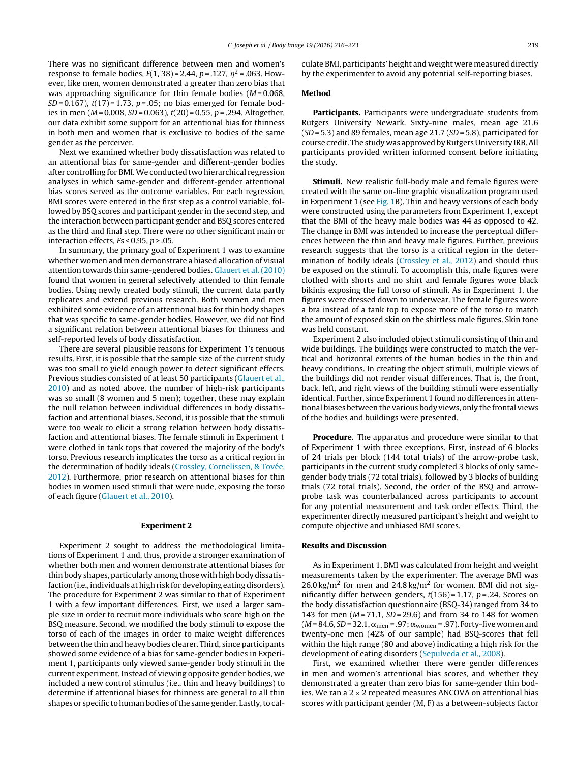There was no significant difference between men and women's response to female bodies, $F(1, 38) = 2.44$, $p = .127$, $\eta^2 = .063$. However, like men, women demonstrated a greater than zero bias that was approaching significance for thin female bodies ($M = 0.068$, $SD = 0.167$), $t(17) = 1.73$, $p = .05$; no bias emerged for female bodies in men ($M = 0.008$, $SD = 0.063$), $t(20) = 0.55$, $p = .294$. Altogether, our data exhibit some support for an attentional bias for thinness in both men and women that is exclusive to bodies of the same gender as the perceiver.

Next we examined whether body dissatisfaction was related to an attentional bias for same-gender and different-gender bodies after controlling for BMI. We conducted two hierarchical regression analyses in which same-gender and different-gender attentional bias scores served as the outcome variables. For each regression, BMI scores were entered in the first step as a control variable, followed by BSQ scores and participant gender in the second step, and the interaction between participant gender and BSQ scores entered as the third and final step. There were no other significant main or interaction effects, $F\text{s} < 0.95$, $p > .05$.

In summary, the primary goal of Experiment 1 was to examine whether women and men demonstrate a biased allocation of visual attention towards thin same-gendered bodies. Glauert et al. (2010) found that women in general selectively attended to thin female bodies. Using newly created body stimuli, the current data partly replicates and extend previous research. Both women and men exhibited some evidence of an attentional bias for thin body shapes that was specific to same-gender bodies. However, we did not find a significant relation between attentional biases for thinness and self-reported levels of body dissatisfaction.

There are several plausible reasons for Experiment 1's tenuous results. First, it is possible that the sample size of the current study was too small to yield enough power to detect significant effects. Previous studies consisted of at least 50 participants (Glauert et al., 2010) and as noted above, the number of high-risk participants was so small (8 women and 5 men); together, these may explain the null relation between individual differences in body dissatisfaction and attentional biases. Second, it is possible that the stimuli were too weak to elicit a strong relation between body dissatisfaction and attentional biases. The female stimuli in Experiment 1 were clothed in tank tops that covered the majority of the body's torso. Previous research implicates the torso as a critical region in the determination of bodily ideals (Crossley, Cornelissen, & Tovée, 2012). Furthermore, prior research on attentional biases for thin bodies in women used stimuli that were nude, exposing the torso of each figure (Glauert et al., 2010).

## Experiment 2

Experiment 2 sought to address the methodological limitations of Experiment 1 and, thus, provide a stronger examination of whether both men and women demonstrate attentional biases for thin body shapes, particularly among those with high body dissatisfaction (i.e., individuals at high risk for developing eating disorders). The procedure for Experiment 2 was similar to that of Experiment 1 with a few important differences. First, we used a larger sample size in order to recruit more individuals who score high on the BSQ measure. Second, we modified the body stimuli to expose the torso of each of the images in order to make weight differences between the thin and heavy bodies clearer. Third, since participants showed some evidence of a bias for same-gender bodies in Experiment 1, participants only viewed same-gender body stimuli in the current experiment. Instead of viewing opposite gender bodies, we included a new control stimulus (i.e., thin and heavy buildings) to determine if attentional biases for thinness are general to all thin shapes or specific to human bodies of the same gender. Lastly, to calculate BMI, participants' height and weight were measured directly by the experimenter to avoid any potential self-reporting biases.

### Method

**Participants.** Participants were undergraduate students from Rutgers University Newark. Sixty-nine males, mean age 21.6 ($SD = 5.3$) and 89 females, mean age 21.7 ($SD = 5.8$), participated for course credit. The study was approved by Rutgers University IRB. All participants provided written informed consent before initiating the study.

**Stimuli.** New realistic full-body male and female figures were created with the same on-line graphic visualization program used in Experiment 1 (see Fig. 1B). Thin and heavy versions of each body were constructed using the parameters from Experiment 1, except that the BMI of the heavy male bodies was 44 as opposed to 42. The change in BMI was intended to increase the perceptual differences between the thin and heavy male figures. Further, previous research suggests that the torso is a critical region in the determination of bodily ideals (Crossley et al., 2012) and should thus be exposed on the stimuli. To accomplish this, male figures were clothed with shorts and no shirt and female figures wore black bikinis exposing the full torso of stimuli. As in Experiment 1, the figures were dressed down to underwear. The female figures wore a bra instead of a tank top to expose more of the torso to match the amount of exposed skin on the shirtless male figures. Skin tone was held constant.

Experiment 2 also included object stimuli consisting of thin and wide buildings. The buildings were constructed to match the vertical and horizontal extents of the human bodies in the thin and heavy conditions. In creating the object stimuli, multiple views of the buildings did not render visual differences. That is, the front, back, left, and right views of the building stimuli were essentially identical. Further, since Experiment 1 found no differences in attentional biases between the various body views, only the frontal views of the bodies and buildings were presented.

**Procedure.** The apparatus and procedure were similar to that of Experiment 1 with three exceptions. First, instead of 6 blocks of 24 trials per block (144 total trials) of the arrow-probe task, participants in the current study completed 3 blocks of only same-gender body trials (72 total trials), followed by 3 blocks of building trials (72 total trials). Second, the order of the BSQ and arrow-probe task was counterbalanced across participants to account for any potential measurement and task order effects. Third, the experimenter directly measured participant's height and weight to compute objective and unbiased BMI scores.

### Results and Discussion

As in Experiment 1, BMI was calculated from height and weight measurements taken by the experimenter. The average BMI was $26.0\,\text{kg/m}^2$ for men and $24.8\,\text{kg/m}^2$ for women. BMI did not significantly differ between genders, $t(156) = 1.17$, $p = .24$. Scores on the body dissatisfaction questionnaire (BSQ-34) ranged from 34 to 143 for men ($M = 71.1$, $SD = 29.6$) and from 34 to 148 for women ($M = 84.6$, $SD = 32.1$, $\alpha_{\text{men}} = .97$; $\alpha_{\text{women}} = .97$). Forty-five women and twenty-one men (42% of our sample) had BSQ-scores that fell within the high range (80 and above) indicating a high risk for the development of eating disorders (Sepulveda et al., 2008).

First, we examined whether there were gender differences in men and women's attentional bias scores, and whether they demonstrated a greater than zero bias for same-gender thin bodies. We ran a $2 \times 2$ repeated measures ANCOVA on attentional bias scores with participant gender (M, F) as a between-subjects factor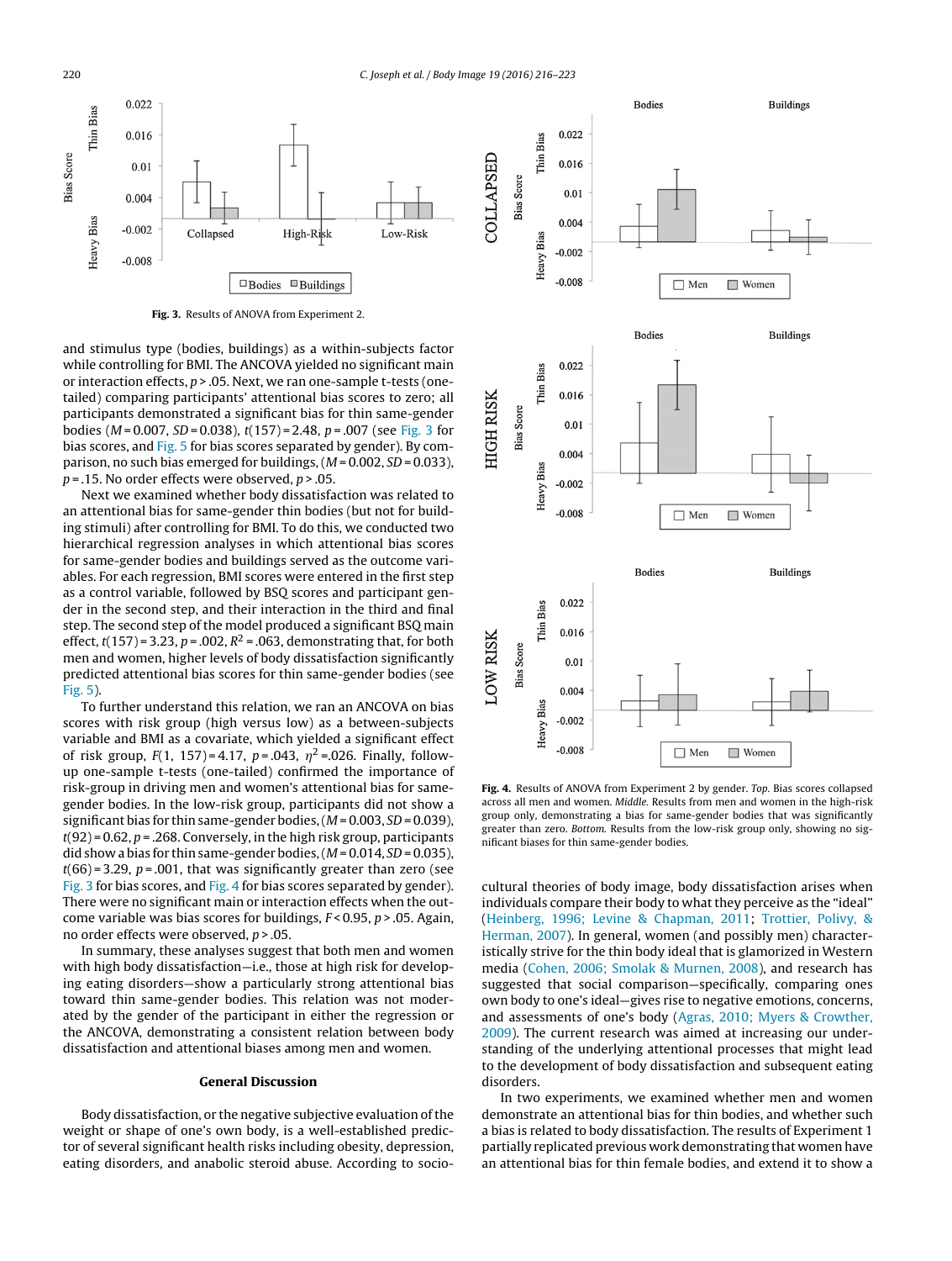Fig. 3. Results of ANOVA from Experiment 2.

and stimulus type (bodies, buildings) as a within-subjects factor while controlling for BMI. The ANCOVA yielded no significant main or interaction effects, $p > .05$. Next, we ran one-sample t-tests (one-tailed) comparing participants' attentional bias scores to zero; all participants demonstrated a significant bias for thin same-gender bodies ($M = 0.007$, $SD = 0.038$), $t(157) = 2.48$, $p = .007$ (see Fig. 3 for bias scores, and Fig. 5 for bias scores separated by gender). By comparison, no such bias emerged for buildings, ($M = 0.002$, $SD = 0.033$), $p = .15$. No order effects were observed, $p > .05$.

Next we examined whether body dissatisfaction was related to an attentional bias for same-gender thin bodies (but not for building stimuli) after controlling for BMI. To do this, we conducted two hierarchical regression analyses in which attentional bias scores for same-gender bodies and buildings served as the outcome variables. For each regression, BMI scores were entered in the first step as a control variable, followed by BSQ scores and participant gender in the second step, and their interaction in the third and final step. The second step of the model produced a significant BSQ main effect, $t(157) = 3.23$, $p = .002$, $R^2 = .063$, demonstrating that, for both men and women, higher levels of body dissatisfaction significantly predicted attentional bias scores for thin same-gender bodies (see Fig. 5).

To further understand this relation, we ran an ANCOVA on bias scores with risk group (high versus low) as a between-subjects variable and BMI as a covariate, which yielded a significant effect of risk group, $F(1, 157) = 4.17$, $p = .043$, $\eta^2 = .026$. Finally, follow-up one-sample t-tests (one-tailed) confirmed the importance of risk-group in driving men and women's attentional bias for same-gender bodies. In the low-risk group, participants did not show a significant bias for thin same-gender bodies, ($M = 0.003$, $SD = 0.039$), $t(92) = 0.62$, $p = .268$. Conversely, in the high risk group, participants did show a bias for thin same-gender bodies, ($M = 0.014$, $SD = 0.035$), $t(66) = 3.29$, $p = .001$, that was significantly greater than zero (see Fig. 3 for bias scores, and Fig. 4 for bias scores separated by gender). There were no significant main or interaction effects when the outcome variable was bias scores for buildings, $F < 0.95$, $p > .05$. Again, no order effects were observed, $p > .05$.

In summary, these analyses suggest that both men and women with high body dissatisfaction—i.e., those at high risk for developing eating disorders—show a particularly strong attentional bias toward thin same-gender bodies. This relation was not moderated by the gender of the participant in either the regression or the ANCOVA, demonstrating a consistent relation between body dissatisfaction and attentional biases among men and women.

Fig. 4. Results of ANOVA from Experiment 2 by gender. *Top.* Bias scores collapsed across all men and women. *Middle.* Results from men and women in the high-risk group only, demonstrating a bias for same-gender bodies that was significantly greater than zero. *Bottom.* Results from the low-risk group only, showing no significant biases for thin same-gender bodies.

## General Discussion

Body dissatisfaction, or the negative subjective evaluation of the weight or shape of one's own body, is a well-established predictor of several significant health risks including obesity, depression, eating disorders, and anabolic steroid abuse. According to socio-cultural theories of body image, body dissatisfaction arises when individuals compare their body to what they perceive as the "ideal" (Heinberg, 1996; Levine & Chapman, 2011; Trottier, Polivy, & Herman, 2007). In general, women (and possibly men) characteristically strive for the thin body ideal that is glamorized in Western media (Cohen, 2006; Smolak & Murnen, 2008), and research has suggested that social comparison—specifically, comparing ones own body to one's ideal—gives rise to negative emotions, concerns, and assessments of one's body (Agras, 2010; Myers & Crowther, 2009). The current research was aimed at increasing our understanding of the underlying attentional processes that might lead to the development of body dissatisfaction and subsequent eating disorders.

In two experiments, we examined whether men and women demonstrate an attentional bias for thin bodies, and whether such a bias is related to body dissatisfaction. The results of Experiment 1 partially replicated previous work demonstrating that women have an attentional bias for thin female bodies, and extend it to show a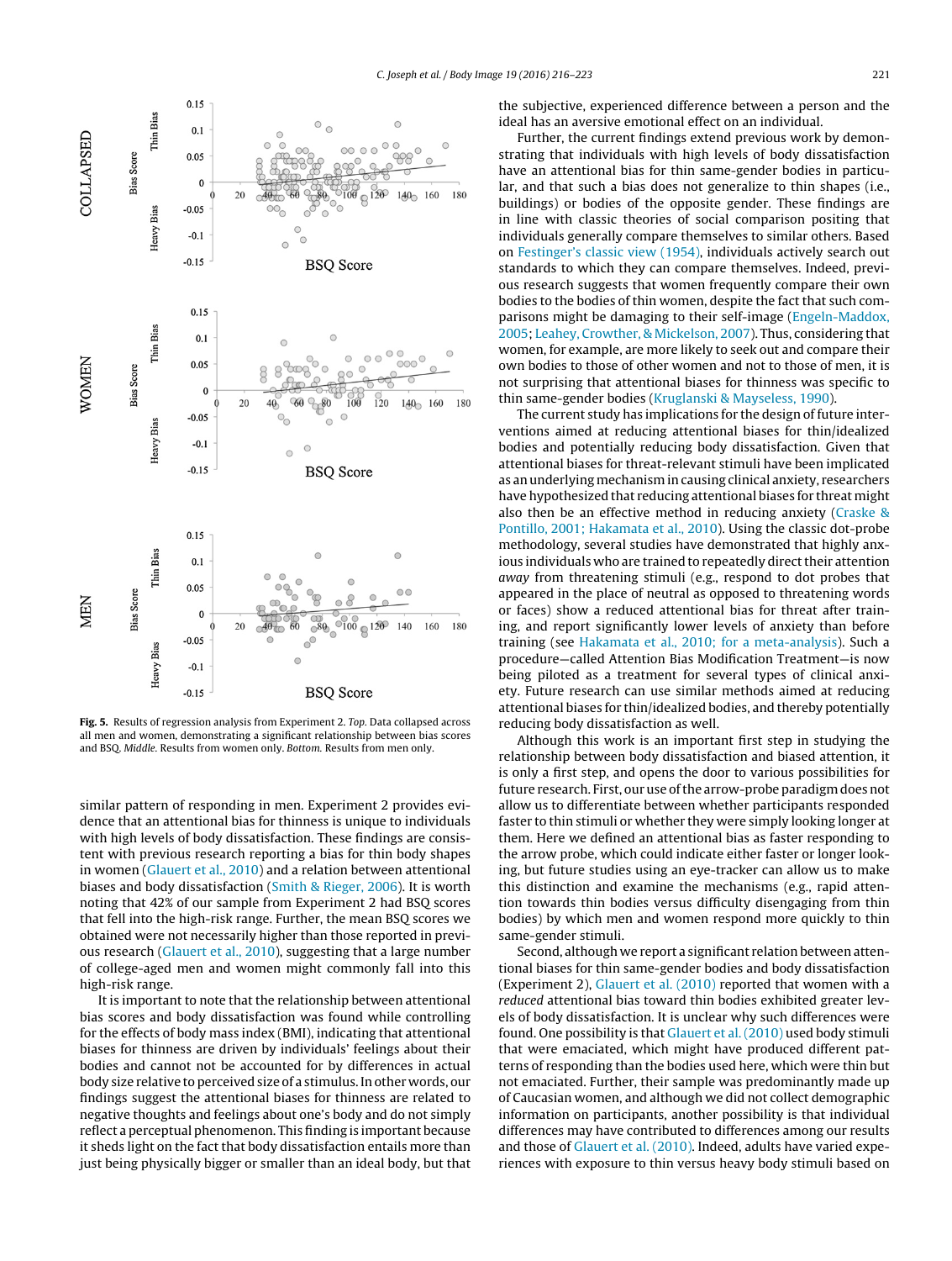Fig. 5. Results of regression analysis from Experiment 2. *Top.* Data collapsed across all men and women, demonstrating a significant relationship between bias scores and BSQ. *Middle.* Results from women only. *Bottom.* Results from men only.

similar pattern of responding in men. Experiment 2 provides evidence that an attentional bias for thinness is unique to individuals with high levels of body dissatisfaction. These findings are consistent with previous research reporting a bias for thin body shapes in women (Glauert et al., 2010) and a relation between attentional biases and body dissatisfaction (Smith & Rieger, 2006). It is worth noting that 42% of our sample from Experiment 2 had BSQ scores that fell into the high-risk range. Further, the mean BSQ scores we obtained were not necessarily higher than those reported in previous research (Glauert et al., 2010), suggesting that a large number of college-aged men and women might commonly fall into this high-risk range.

It is important to note that the relationship between attentional bias scores and body dissatisfaction was found while controlling for the effects of body mass index (BMI), indicating that attentional biases for thinness are driven by individuals' feelings about their bodies and cannot not be accounted for by differences in actual body size relative to perceived size of a stimulus. In other words, our findings suggest the attentional biases for thinness are related to negative thoughts and feelings about one's body and do not simply reflect a perceptual phenomenon. This finding is important because it sheds light on the fact that body dissatisfaction entails more than just being physically bigger or smaller than an ideal body, but that the subjective, experienced difference between a person and the ideal has an aversive emotional effect on an individual.

Further, the current findings extend previous work by demonstrating that individuals with high levels of body dissatisfaction have an attentional bias for thin same-gender bodies in particular, and that such a bias does not generalize to thin shapes (i.e., buildings) or bodies of the opposite gender. These findings are in line with classic theories of social comparison positing that individuals generally compare themselves to similar others. Based on Festinger's classic view (1954), individuals actively search out standards to which they can compare themselves. Indeed, previous research suggests that women frequently compare their own bodies to the bodies of thin women, despite the fact that such comparisons might be damaging to their self-image (Engeln-Maddox, 2005; Leahey, Crowther, & Mickelson, 2007). Thus, considering that women, for example, are more likely to seek out and compare their own bodies to those of other women and not to those of men, it is not surprising that attentional biases for thinness was specific to thin same-gender bodies (Kruglanski & Mayseless, 1990).

The current study has implications for the design of future interventions aimed at reducing attentional biases for thin/idealized bodies and potentially reducing body dissatisfaction. Given that attentional biases for threat-relevant stimuli have been implicated as an underlying mechanism in causing clinical anxiety, researchers have hypothesized that reducing attentional biases for threat might also then be an effective method in reducing anxiety (Craske & Pontillo, 2001; Hakamata et al., 2010). Using the classic dot-probe methodology, several studies have demonstrated that highly anxious individuals who are trained to repeatedly direct their attention *away* from threatening stimuli (e.g., respond to dot probes that appeared in the place of neutral as opposed to threatening words or faces) show a reduced attentional bias for threat after training, and report significantly lower levels of anxiety than before training (see Hakamata et al., 2010; for a meta-analysis). Such a procedure—called Attention Bias Modification Treatment—is now being piloted as a treatment for several types of clinical anxiety. Future research can use similar methods aimed at reducing attentional biases for thin/idealized bodies, and thereby potentially reducing body dissatisfaction as well.

Although this work is an important first step in studying the relationship between body dissatisfaction and biased attention, it is only a first step, and opens the door to various possibilities for future research. First, our use of the arrow-probe paradigm does not allow us to differentiate between whether participants responded faster to thin stimuli or whether they were simply looking longer at them. Here we defined an attentional bias as faster responding to the arrow probe, which could indicate either faster or longer looking, but future studies using an eye-tracker can allow us to make this distinction and examine the mechanisms (e.g., rapid attention towards thin bodies versus difficulty disengaging from thin bodies) by which men and women respond more quickly to thin same-gender stimuli.

Second, although we report a significant relation between attentional biases for thin same-gender bodies and body dissatisfaction (Experiment 2), Glauert et al. (2010) reported that women with a *reduced* attentional bias toward thin bodies exhibited greater levels of body dissatisfaction. It is unclear why such differences were found. One possibility is that Glauert et al. (2010) used body stimuli that were emaciated, which might have produced different patterns of responding than the bodies used here, which were thin but not emaciated. Further, their sample was predominantly made up of Caucasian women, and although we did not collect demographic information on participants, another possibility is that individual differences may have contributed to differences among our results and those of Glauert et al. (2010). Indeed, adults have varied experiences with exposure to thin versus heavy body stimuli based on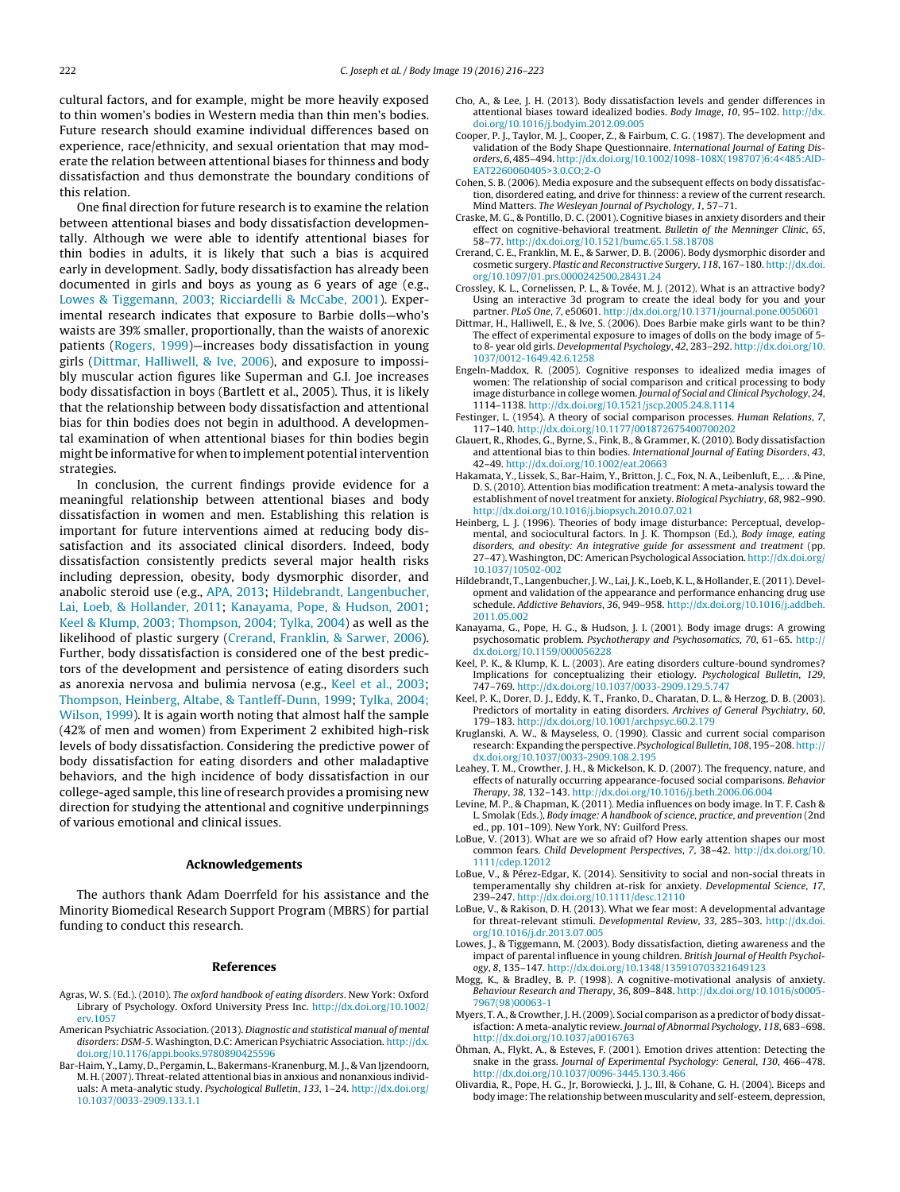cultural factors, and for example, might be more heavily exposed to thin women's bodies in Western media than thin men's bodies. Future research should examine individual differences based on experience, race/ethnicity, and sexual orientation that may moderate the relation between attentional biases for thinness and body dissatisfaction and thus demonstrate the boundary conditions of this relation.

One final direction for future research is to examine the relation between attentional biases and body dissatisfaction developmentally. Although we were able to identify attentional biases for thin bodies in adults, it is likely that such a bias is acquired early in development. Sadly, body dissatisfaction has already been documented in girls and boys as young as 6 years of age (e.g., Lowes & Tiggemann, 2003; Ricciardelli & McCabe, 2001). Experimental research indicates that exposure to Barbie dolls—who's waists are 39% smaller, proportionally, than the waists of anorexic patients (Rogers, 1999)—increases body dissatisfaction in young girls (Dittmar, Halliwell, & Ive, 2006), and exposure to impossibly muscular action figures like Superman and G.I. Joe increases body dissatisfaction in boys (Bartlett et al., 2005). Thus, it is likely that the relationship between body dissatisfaction and attentional bias for thin bodies does not begin in adulthood. A developmental examination of when attentional biases for thin bodies begin might be informative for when to implement potential intervention strategies.

In conclusion, the current findings provide evidence for a meaningful relationship between attentional biases and body dissatisfaction in women and men. Establishing this relation is important for future interventions aimed at reducing body dissatisfaction and its associated clinical disorders. Indeed, body dissatisfaction consistently predicts several major health risks including depression, obesity, body dysmorphic disorder, and anabolic steroid use (e.g., APA, 2013; Hildebrandt, Langenbucher, Lai, Loeb, & Hollander, 2011; Kanayama, Pope, & Hudson, 2001; Keel & Klump, 2003; Thompson, 2004; Tylka, 2004) as well as the likelihood of plastic surgery (Crerand, Franklin, & Sarwer, 2006). Further, body dissatisfaction is considered one of the best predictors of the development and persistence of eating disorders such as anorexia nervosa and bulimia nervosa (e.g., Keel et al., 2003; Thompson, Heinberg, Altabe, & Tantleff-Dunn, 1999; Tylka, 2004; Wilson, 1999). It is again worth noting that almost half the sample (42% of men and women) from Experiment 2 exhibited high-risk levels of body dissatisfaction. Considering the predictive power of body dissatisfaction for eating disorders and other maladaptive behaviors, and the high incidence of body dissatisfaction in our college-aged sample, this line of research provides a promising new direction for studying the attentional and cognitive underpinnings of various emotional and clinical issues.

## Acknowledgements

The authors thank Adam Doerrfeld for his assistance and the Minority Biomedical Research Support Program (MBRS) for partial funding to conduct this research.

## References

Agras, W. S. (Ed.). (2010). *The oxford handbook of eating disorders*. New York: Oxford Library of Psychology. Oxford University Press Inc. http://dx.doi.org/10.1002/erv.1057

American Psychiatric Association. (2013). *Diagnostic and statistical manual of mental disorders: DSM-5*. Washington, D.C: American Psychiatric Association. http://dx.doi.org/10.1176/appi.books.9780890425596

Bar-Haim, Y., Lamy, D., Pergamin, L., Bakermans-Kranenburg, M. J., & Van Ijzendoorn, M. H. (2007). Threat-related attentional bias in anxious and nonanxious individuals: A meta-analytic study. *Psychological Bulletin*, *133*, 1–24. http://dx.doi.org/10.1037/0033-2909.133.1.1

Cho, A., & Lee, J. H. (2013). Body dissatisfaction levels and gender differences in attentional biases toward idealized bodies. *Body Image*, *10*, 95–102. http://dx.doi.org/10.1016/j.bodyim.2012.09.005

Cooper, P. J., Taylor, M. J., Cooper, Z., & Fairbum, C. G. (1987). The development and validation of the Body Shape Questionnaire. *International Journal of Eating Disorders*, *6*, 485–494. http://dx.doi.org/10.1002/1098-108X(198707)6:4<485:AID-EAT2260060405>3.0.CO;2-O

Cohen, S. B. (2006). Media exposure and the subsequent effects on body dissatisfaction, disordered eating, and drive for thinness: a review of the current research. Mind Matters. *The Wesleyan Journal of Psychology*, *1*, 57–71.

Craske, M. G., & Pontillo, D. C. (2001). Cognitive biases in anxiety disorders and their effect on cognitive-behavioral treatment. *Bulletin of the Menninger Clinic*, *65*, 58–77. http://dx.doi.org/10.1521/bumc.65.1.58.18708

Crerand, C. E., Franklin, M. E., & Sarwer, D. B. (2006). Body dysmorphic disorder and cosmetic surgery. *Plastic and Reconstructive Surgery*, *118*, 167–180. http://dx.doi.org/10.1097/01.prs.0000242500.28431.24

Crossley, K. L., Cornelissen, P. L., & Tovée, M. J. (2012). What is an attractive body? Using an interactive 3d program to create the ideal body for you and your partner. *PLoS One*, *7*, e50601. http://dx.doi.org/10.1371/journal.pone.0050601

Dittmar, H., Halliwell, E., & Ive, S. (2006). Does Barbie make girls want to be thin? The effect of experimental exposure to images of dolls on the body image of 5- to 8- year old girls. *Developmental Psychology*, *42*, 283–292. http://dx.doi.org/10.1037/0012-1649.42.6.1258

Engeln-Maddox, R. (2005). Cognitive responses to idealized media images of women: The relationship of social comparison and critical processing to body image disturbance in college women. *Journal of Social and Clinical Psychology*, *24*, 1114–1138. http://dx.doi.org/10.1521/jscp.2005.24.8.1114

Festinger, L. (1954). A theory of social comparison processes. *Human Relations*, *7*, 117–140. http://dx.doi.org/10.1177/001872675400700202

Glauert, R., Rhodes, G., Byrne, S., Fink, B., & Grammer, K. (2010). Body dissatisfaction and attentional bias to thin bodies. *International Journal of Eating Disorders*, *43*, 42–49. http://dx.doi.org/10.1002/eat.20663

Hakamata, Y., Lissek, S., Bar-Haim, Y., Britton, J. C., Fox, N. A., Leibenluft, E.,. . .& Pine, D. S. (2010). Attention bias modification treatment: A meta-analysis toward the establishment of novel treatment for anxiety. *Biological Psychiatry*, *68*, 982–990. http://dx.doi.org/10.1016/j.biopsych.2010.07.021

Heinberg, L. J. (1996). Theories of body image disturbance: Perceptual, developmental, and sociocultural factors. In J. K. Thompson (Ed.), *Body image, eating disorders, and obesity: An integrative guide for assessment and treatment* (pp. 27–47). Washington, DC: American Psychological Association. http://dx.doi.org/10.1037/10502-002

Hildebrandt, T., Langenbucher, J. W., Lai, J. K., Loeb, K. L., & Hollander, E. (2011). Development and validation of the appearance and performance enhancing drug use schedule. *Addictive Behaviors*, *36*, 949–958. http://dx.doi.org/10.1016/j.addbeh.2011.05.002

Kanayama, G., Pope, H. G., & Hudson, J. I. (2001). Body image drugs: A growing psychosomatic problem. *Psychotherapy and Psychosomatics*, *70*, 61–65. http://dx.doi.org/10.1159/000056228

Keel, P. K., & Klump, K. L. (2003). Are eating disorders culture-bound syndromes? Implications for conceptualizing their etiology. *Psychological Bulletin*, *129*, 747–769. http://dx.doi.org/10.1037/0033-2909.129.5.747

Keel, P. K., Dorer, D. J., Eddy, K. T., Franko, D., Charatan, D. L., & Herzog, D. B. (2003). Predictors of mortality in eating disorders. *Archives of General Psychiatry*, *60*, 179–183. http://dx.doi.org/10.1001/archpsyc.60.2.179

Kruglanski, A. W., & Mayseless, O. (1990). Classic and current social comparison research: Expanding the perspective. *Psychological Bulletin*, *108*, 195–208. http://dx.doi.org/10.1037/0033-2909.108.2.195

Leahey, T. M., Crowther, J. H., & Mickelson, K. D. (2007). The frequency, nature, and effects of naturally occurring appearance-focused social comparisons. *Behavior Therapy*, *38*, 132–143. http://dx.doi.org/10.1016/j.beth.2006.06.004

Levine, M. P., & Chapman, K. (2011). Media influences on body image. In T. F. Cash & L. Smolak (Eds.), *Body image: A handbook of science, practice, and prevention* (2nd ed., pp. 101–109). New York, NY: Guilford Press.

LoBue, V. (2013). What are we so afraid of? How early attention shapes our most common fears. *Child Development Perspectives*, *7*, 38–42. http://dx.doi.org/10.1111/cdep.12012

LoBue, V., & Pérez-Edgar, K. (2014). Sensitivity to social and non-social threats in temperamentally shy children at-risk for anxiety. *Developmental Science*, *17*, 239–247. http://dx.doi.org/10.1111/desc.12110

LoBue, V., & Rakison, D. H. (2013). What we fear most: A developmental advantage for threat-relevant stimuli. *Developmental Review*, *33*, 285–303. http://dx.doi.org/10.1016/j.dr.2013.07.005

Lowes, J., & Tiggemann, M. (2003). Body dissatisfaction, dieting awareness and the impact of parental influence in young children. *British Journal of Health Psychology*, *8*, 135–147. http://dx.doi.org/10.1348/135910703321649123

Mogg, K., & Bradley, B. P. (1998). A cognitive-motivational analysis of anxiety. *Behaviour Research and Therapy*, *36*, 809–848. http://dx.doi.org/10.1016/s0005-7967(98)00063-1

Myers, T. A., & Crowther, J. H. (2009). Social comparison as a predictor of body dissatisfaction: A meta-analytic review. *Journal of Abnormal Psychology*, *118*, 683–698. http://dx.doi.org/10.1037/a0016763

Öhman, A., Flykt, A., & Esteves, F. (2001). Emotion drives attention: Detecting the snake in the grass. *Journal of Experimental Psychology: General*, *130*, 466–478. http://dx.doi.org/10.1037/0096-3445.130.3.466

Olivardia, R., Pope, H. G., Jr, Borowiecki, J. J., III, & Cohane, G. H. (2004). Biceps and body image: The relationship between muscularity and self-esteem, depression,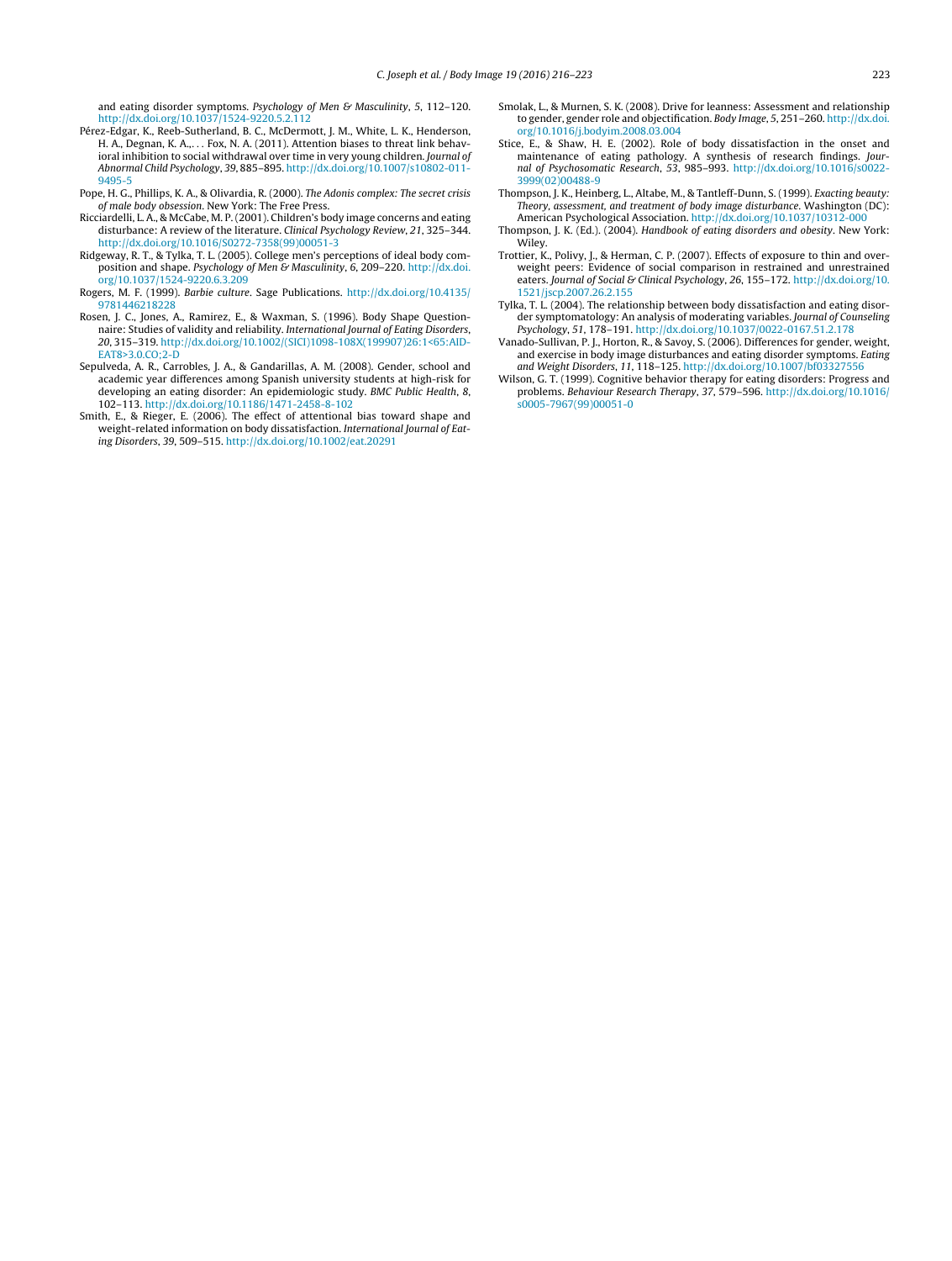and eating disorder symptoms. *Psychology of Men & Masculinity*, *5*, 112–120. http://dx.doi.org/10.1037/1524-9220.5.2.112

Pérez-Edgar, K., Reeb-Sutherland, B. C., McDermott, J. M., White, L. K., Henderson, H. A., Degnan, K. A.,... Fox, N. A. (2011). Attention biases to threat link behavioral inhibition to social withdrawal over time in very young children. *Journal of Abnormal Child Psychology*, *39*, 885–895. http://dx.doi.org/10.1007/s10802-011-9495-5

Pope, H. G., Phillips, K. A., & Olivardia, R. (2000). *The Adonis complex: The secret crisis of male body obsession*. New York: The Free Press.

Ricciardelli, L. A., & McCabe, M. P. (2001). Children's body image concerns and eating disturbance: A review of the literature. *Clinical Psychology Review*, *21*, 325–344. http://dx.doi.org/10.1016/S0272-7358(99)00051-3

Ridgeway, R. T., & Tylka, T. L. (2005). College men's perceptions of ideal body composition and shape. *Psychology of Men & Masculinity*, *6*, 209–220. http://dx.doi.org/10.1037/1524-9220.6.3.209

Rogers, M. F. (1999). *Barbie culture*. Sage Publications. http://dx.doi.org/10.4135/9781446218228

Rosen, J. C., Jones, A., Ramirez, E., & Waxman, S. (1996). Body Shape Questionnaire: Studies of validity and reliability. *International Journal of Eating Disorders*, *20*, 315–319. http://dx.doi.org/10.1002/(SICI)1098-108X(199907)26:1<65:AID-EAT8>3.0.CO;2-D

Sepulveda, A. R., Carrobles, J. A., & Gandarillas, A. M. (2008). Gender, school and academic year differences among Spanish university students at high-risk for developing an eating disorder: An epidemiologic study. *BMC Public Health*, *8*, 102–113. http://dx.doi.org/10.1186/1471-2458-8-102

Smith, E., & Rieger, E. (2006). The effect of attentional bias toward shape and weight-related information on body dissatisfaction. *International Journal of Eating Disorders*, *39*, 509–515. http://dx.doi.org/10.1002/eat.20291

Smolak, L., & Murnen, S. K. (2008). Drive for leanness: Assessment and relationship to gender, gender role and objectification. *Body Image*, *5*, 251–260. http://dx.doi.org/10.1016/j.bodyim.2008.03.004

Stice, E., & Shaw, H. E. (2002). Role of body dissatisfaction in the onset and maintenance of eating pathology. A synthesis of research findings. *Journal of Psychosomatic Research*, *53*, 985–993. http://dx.doi.org/10.1016/s0022-3999(02)00488-9

Thompson, J. K., Heinberg, L., Altabe, M., & Tantleff-Dunn, S. (1999). *Exacting beauty: Theory, assessment, and treatment of body image disturbance*. Washington (DC): American Psychological Association. http://dx.doi.org/10.1037/10312-000

Thompson, J. K. (Ed.). (2004). *Handbook of eating disorders and obesity*. New York: Wiley.

Trottier, K., Polivy, J., & Herman, C. P. (2007). Effects of exposure to thin and overweight peers: Evidence of social comparison in restrained and unrestrained eaters. *Journal of Social & Clinical Psychology*, *26*, 155–172. http://dx.doi.org/10.1521/jscp.2007.26.2.155

Tylka, T. L. (2004). The relationship between body dissatisfaction and eating disorder symptomatology: An analysis of moderating variables. *Journal of Counseling Psychology*, *51*, 178–191. http://dx.doi.org/10.1037/0022-0167.51.2.178

Vanado-Sullivan, P. J., Horton, R., & Savoy, S. (2006). Differences for gender, weight, and exercise in body image disturbances and eating disorder symptoms. *Eating and Weight Disorders*, *11*, 118–125. http://dx.doi.org/10.1007/bf03327556

Wilson, G. T. (1999). Cognitive behavior therapy for eating disorders: Progress and problems. *Behaviour Research Therapy*, *37*, 579–596. http://dx.doi.org/10.1016/s0005-7967(99)00051-0